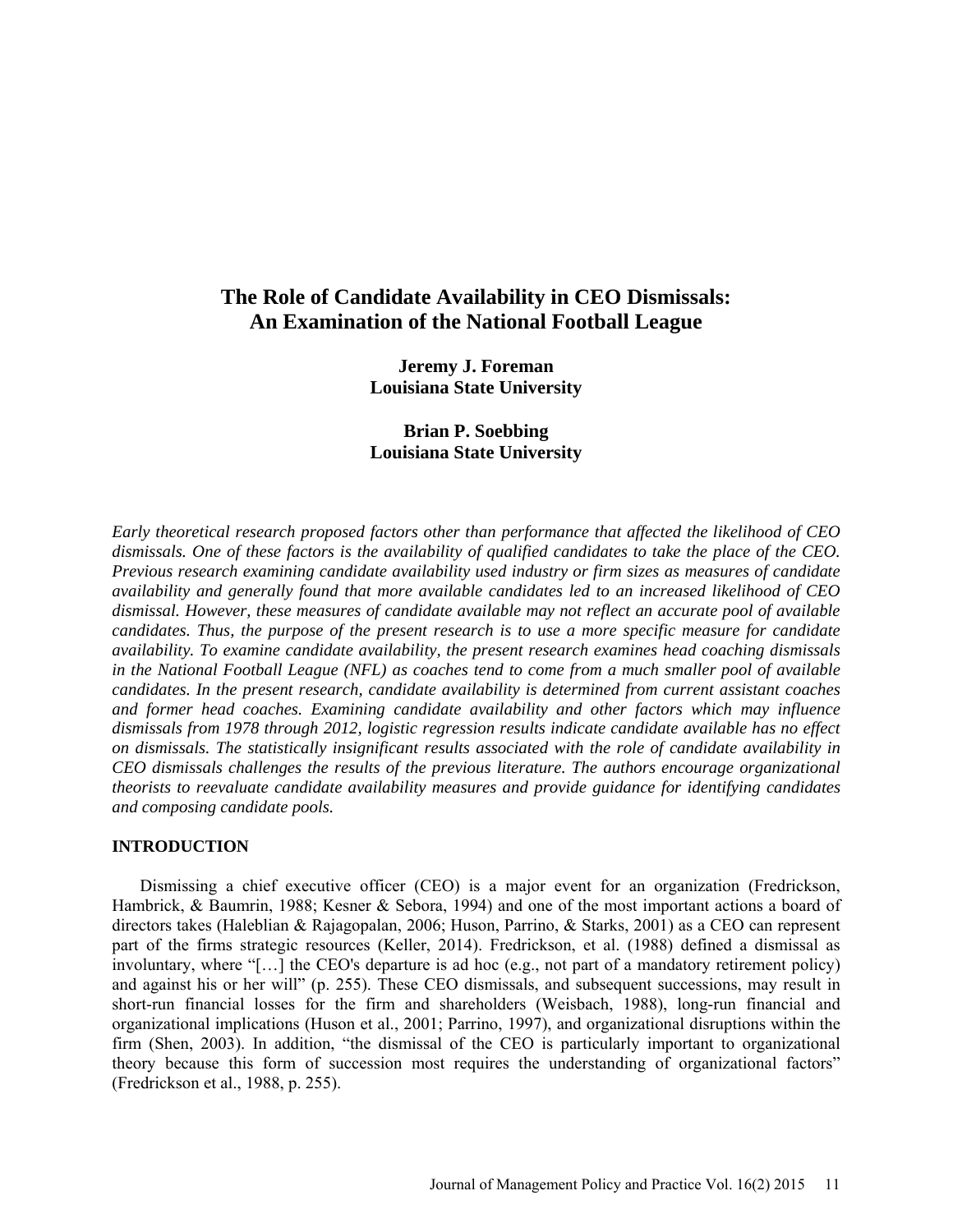# The Role of Candidate Availability in CEO Dismissals: An Examination of the National Football League

**Jeremy J. Foreman**
**Louisiana State University**

**Brian P. Soebbing**
**Louisiana State University**

*Early theoretical research proposed factors other than performance that affected the likelihood of CEO dismissals. One of these factors is the availability of qualified candidates to take the place of the CEO. Previous research examining candidate availability used industry or firm sizes as measures of candidate availability and generally found that more available candidates led to an increased likelihood of CEO dismissal. However, these measures of candidate available may not reflect an accurate pool of available candidates. Thus, the purpose of the present research is to use a more specific measure for candidate availability. To examine candidate availability, the present research examines head coaching dismissals in the National Football League (NFL) as coaches tend to come from a much smaller pool of available candidates. In the present research, candidate availability is determined from current assistant coaches and former head coaches. Examining candidate availability and other factors which may influence dismissals from 1978 through 2012, logistic regression results indicate candidate available has no effect on dismissals. The statistically insignificant results associated with the role of candidate availability in CEO dismissals challenges the results of the previous literature. The authors encourage organizational theorists to reevaluate candidate availability measures and provide guidance for identifying candidates and composing candidate pools.*

## INTRODUCTION

Dismissing a chief executive officer (CEO) is a major event for an organization (Fredrickson, Hambrick, & Baumrin, 1988; Kesner & Sebora, 1994) and one of the most important actions a board of directors takes (Haleblian & Rajagopalan, 2006; Huson, Parrino, & Starks, 2001) as a CEO can represent part of the firms strategic resources (Keller, 2014). Fredrickson, et al. (1988) defined a dismissal as involuntary, where "[…] the CEO's departure is ad hoc (e.g., not part of a mandatory retirement policy) and against his or her will" (p. 255). These CEO dismissals, and subsequent successions, may result in short-run financial losses for the firm and shareholders (Weisbach, 1988), long-run financial and organizational implications (Huson et al., 2001; Parrino, 1997), and organizational disruptions within the firm (Shen, 2003). In addition, "the dismissal of the CEO is particularly important to organizational theory because this form of succession most requires the understanding of organizational factors" (Fredrickson et al., 1988, p. 255).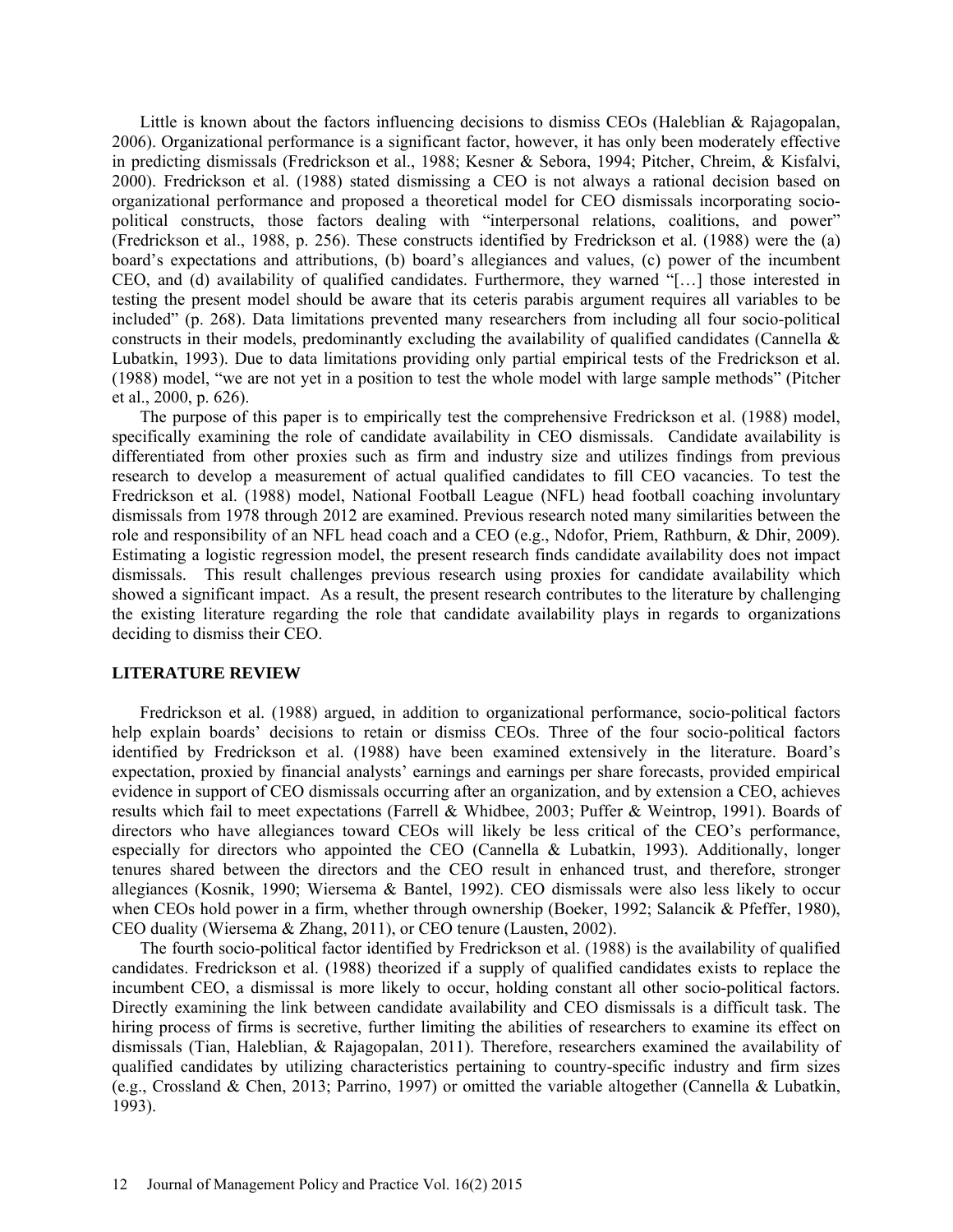Little is known about the factors influencing decisions to dismiss CEOs (Haleblian & Rajagopalan, 2006). Organizational performance is a significant factor, however, it has only been moderately effective in predicting dismissals (Fredrickson et al., 1988; Kesner & Sebora, 1994; Pitcher, Chreim, & Kisfalvi, 2000). Fredrickson et al. (1988) stated dismissing a CEO is not always a rational decision based on organizational performance and proposed a theoretical model for CEO dismissals incorporating socio-political constructs, those factors dealing with "interpersonal relations, coalitions, and power" (Fredrickson et al., 1988, p. 256). These constructs identified by Fredrickson et al. (1988) were the (a) board's expectations and attributions, (b) board's allegiances and values, (c) power of the incumbent CEO, and (d) availability of qualified candidates. Furthermore, they warned "[…] those interested in testing the present model should be aware that its ceteris parabis argument requires all variables to be included" (p. 268). Data limitations prevented many researchers from including all four socio-political constructs in their models, predominantly excluding the availability of qualified candidates (Cannella & Lubatkin, 1993). Due to data limitations providing only partial empirical tests of the Fredrickson et al. (1988) model, "we are not yet in a position to test the whole model with large sample methods" (Pitcher et al., 2000, p. 626).

The purpose of this paper is to empirically test the comprehensive Fredrickson et al. (1988) model, specifically examining the role of candidate availability in CEO dismissals. Candidate availability is differentiated from other proxies such as firm and industry size and utilizes findings from previous research to develop a measurement of actual qualified candidates to fill CEO vacancies. To test the Fredrickson et al. (1988) model, National Football League (NFL) head football coaching involuntary dismissals from 1978 through 2012 are examined. Previous research noted many similarities between the role and responsibility of an NFL head coach and a CEO (e.g., Ndofor, Priem, Rathburn, & Dhir, 2009). Estimating a logistic regression model, the present research finds candidate availability does not impact dismissals. This result challenges previous research using proxies for candidate availability which showed a significant impact. As a result, the present research contributes to the literature by challenging the existing literature regarding the role that candidate availability plays in regards to organizations deciding to dismiss their CEO.

## LITERATURE REVIEW

Fredrickson et al. (1988) argued, in addition to organizational performance, socio-political factors help explain boards' decisions to retain or dismiss CEOs. Three of the four socio-political factors identified by Fredrickson et al. (1988) have been examined extensively in the literature. Board's expectation, proxied by financial analysts' earnings and earnings per share forecasts, provided empirical evidence in support of CEO dismissals occurring after an organization, and by extension a CEO, achieves results which fail to meet expectations (Farrell & Whidbee, 2003; Puffer & Weintrop, 1991). Boards of directors who have allegiances toward CEOs will likely be less critical of the CEO's performance, especially for directors who appointed the CEO (Cannella & Lubatkin, 1993). Additionally, longer tenures shared between the directors and the CEO result in enhanced trust, and therefore, stronger allegiances (Kosnik, 1990; Wiersema & Bantel, 1992). CEO dismissals were also less likely to occur when CEOs hold power in a firm, whether through ownership (Boeker, 1992; Salancik & Pfeffer, 1980), CEO duality (Wiersema & Zhang, 2011), or CEO tenure (Lausten, 2002).

The fourth socio-political factor identified by Fredrickson et al. (1988) is the availability of qualified candidates. Fredrickson et al. (1988) theorized if a supply of qualified candidates exists to replace the incumbent CEO, a dismissal is more likely to occur, holding constant all other socio-political factors. Directly examining the link between candidate availability and CEO dismissals is a difficult task. The hiring process of firms is secretive, further limiting the abilities of researchers to examine its effect on dismissals (Tian, Haleblian, & Rajagopalan, 2011). Therefore, researchers examined the availability of qualified candidates by utilizing characteristics pertaining to country-specific industry and firm sizes (e.g., Crossland & Chen, 2013; Parrino, 1997) or omitted the variable altogether (Cannella & Lubatkin, 1993).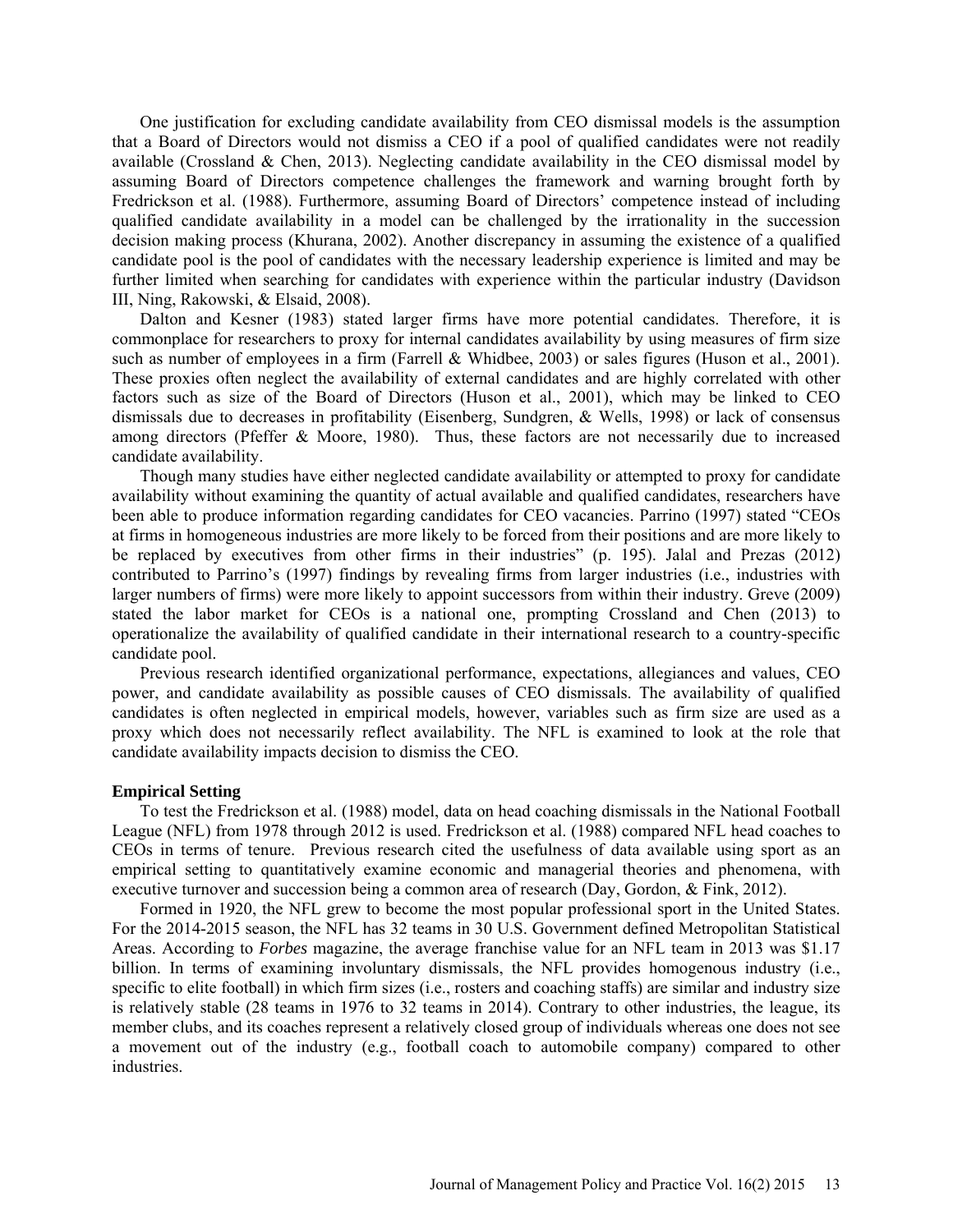One justification for excluding candidate availability from CEO dismissal models is the assumption that a Board of Directors would not dismiss a CEO if a pool of qualified candidates were not readily available (Crossland & Chen, 2013). Neglecting candidate availability in the CEO dismissal model by assuming Board of Directors competence challenges the framework and warning brought forth by Fredrickson et al. (1988). Furthermore, assuming Board of Directors' competence instead of including qualified candidate availability in a model can be challenged by the irrationality in the succession decision making process (Khurana, 2002). Another discrepancy in assuming the existence of a qualified candidate pool is the pool of candidates with the necessary leadership experience is limited and may be further limited when searching for candidates with experience within the particular industry (Davidson III, Ning, Rakowski, & Elsaid, 2008).

Dalton and Kesner (1983) stated larger firms have more potential candidates. Therefore, it is commonplace for researchers to proxy for internal candidates availability by using measures of firm size such as number of employees in a firm (Farrell & Whidbee, 2003) or sales figures (Huson et al., 2001). These proxies often neglect the availability of external candidates and are highly correlated with other factors such as size of the Board of Directors (Huson et al., 2001), which may be linked to CEO dismissals due to decreases in profitability (Eisenberg, Sundgren, & Wells, 1998) or lack of consensus among directors (Pfeffer & Moore, 1980). Thus, these factors are not necessarily due to increased candidate availability.

Though many studies have either neglected candidate availability or attempted to proxy for candidate availability without examining the quantity of actual available and qualified candidates, researchers have been able to produce information regarding candidates for CEO vacancies. Parrino (1997) stated "CEOs at firms in homogeneous industries are more likely to be forced from their positions and are more likely to be replaced by executives from other firms in their industries" (p. 195). Jalal and Prezas (2012) contributed to Parrino's (1997) findings by revealing firms from larger industries (i.e., industries with larger numbers of firms) were more likely to appoint successors from within their industry. Greve (2009) stated the labor market for CEOs is a national one, prompting Crossland and Chen (2013) to operationalize the availability of qualified candidate in their international research to a country-specific candidate pool.

Previous research identified organizational performance, expectations, allegiances and values, CEO power, and candidate availability as possible causes of CEO dismissals. The availability of qualified candidates is often neglected in empirical models, however, variables such as firm size are used as a proxy which does not necessarily reflect availability. The NFL is examined to look at the role that candidate availability impacts decision to dismiss the CEO.

**Empirical Setting**

To test the Fredrickson et al. (1988) model, data on head coaching dismissals in the National Football League (NFL) from 1978 through 2012 is used. Fredrickson et al. (1988) compared NFL head coaches to CEOs in terms of tenure. Previous research cited the usefulness of data available using sport as an empirical setting to quantitatively examine economic and managerial theories and phenomena, with executive turnover and succession being a common area of research (Day, Gordon, & Fink, 2012).

Formed in 1920, the NFL grew to become the most popular professional sport in the United States. For the 2014-2015 season, the NFL has 32 teams in 30 U.S. Government defined Metropolitan Statistical Areas. According to *Forbes* magazine, the average franchise value for an NFL team in 2013 was $1.17 billion. In terms of examining involuntary dismissals, the NFL provides homogenous industry (i.e., specific to elite football) in which firm sizes (i.e., rosters and coaching staffs) are similar and industry size is relatively stable (28 teams in 1976 to 32 teams in 2014). Contrary to other industries, the league, its member clubs, and its coaches represent a relatively closed group of individuals whereas one does not see a movement out of the industry (e.g., football coach to automobile company) compared to other industries.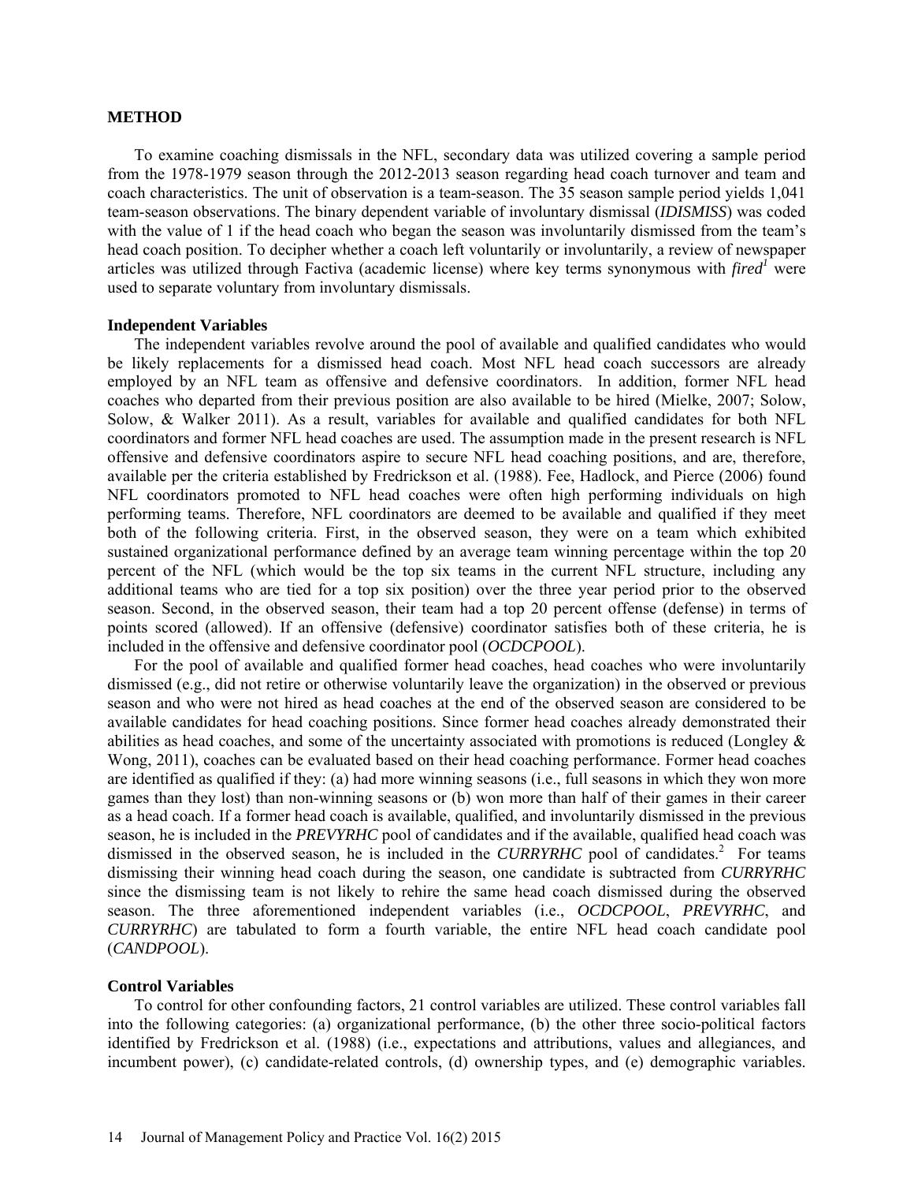## METHOD

To examine coaching dismissals in the NFL, secondary data was utilized covering a sample period from the 1978-1979 season through the 2012-2013 season regarding head coach turnover and team and coach characteristics. The unit of observation is a team-season. The 35 season sample period yields 1,041 team-season observations. The binary dependent variable of involuntary dismissal (*IDISMISS*) was coded with the value of 1 if the head coach who began the season was involuntarily dismissed from the team's head coach position. To decipher whether a coach left voluntarily or involuntarily, a review of newspaper articles was utilized through Factiva (academic license) where key terms synonymous with *fired*[1] were used to separate voluntary from involuntary dismissals.

### Independent Variables

The independent variables revolve around the pool of available and qualified candidates who would be likely replacements for a dismissed head coach. Most NFL head coach successors are already employed by an NFL team as offensive and defensive coordinators. In addition, former NFL head coaches who departed from their previous position are also available to be hired (Mielke, 2007; Solow, Solow, & Walker 2011). As a result, variables for available and qualified candidates for both NFL coordinators and former NFL head coaches are used. The assumption made in the present research is NFL offensive and defensive coordinators aspire to secure NFL head coaching positions, and are, therefore, available per the criteria established by Fredrickson et al. (1988). Fee, Hadlock, and Pierce (2006) found NFL coordinators promoted to NFL head coaches were often high performing individuals on high performing teams. Therefore, NFL coordinators are deemed to be available and qualified if they meet both of the following criteria. First, in the observed season, they were on a team which exhibited sustained organizational performance defined by an average team winning percentage within the top 20 percent of the NFL (which would be the top six teams in the current NFL structure, including any additional teams who are tied for a top six position) over the three year period prior to the observed season. Second, in the observed season, their team had a top 20 percent offense (defense) in terms of points scored (allowed). If an offensive (defensive) coordinator satisfies both of these criteria, he is included in the offensive and defensive coordinator pool (*OCDCPOOL*).

For the pool of available and qualified former head coaches, head coaches who were involuntarily dismissed (e.g., did not retire or otherwise voluntarily leave the organization) in the observed or previous season and who were not hired as head coaches at the end of the observed season are considered to be available candidates for head coaching positions. Since former head coaches already demonstrated their abilities as head coaches, and some of the uncertainty associated with promotions is reduced (Longley & Wong, 2011), coaches can be evaluated based on their head coaching performance. Former head coaches are identified as qualified if they: (a) had more winning seasons (i.e., full seasons in which they won more games than they lost) than non-winning seasons or (b) won more than half of their games in their career as a head coach. If a former head coach is available, qualified, and involuntarily dismissed in the previous season, he is included in the *PREVYRHC* pool of candidates and if the available, qualified head coach was dismissed in the observed season, he is included in the *CURRYRHC* pool of candidates.[2] For teams dismissing their winning head coach during the season, one candidate is subtracted from *CURRYRHC* since the dismissing team is not likely to rehire the same head coach dismissed during the observed season. The three aforementioned independent variables (i.e., *OCDCPOOL*, *PREVYRHC*, and *CURRYRHC*) are tabulated to form a fourth variable, the entire NFL head coach candidate pool (*CANDPOOL*).

### Control Variables

To control for other confounding factors, 21 control variables are utilized. These control variables fall into the following categories: (a) organizational performance, (b) the other three socio-political factors identified by Fredrickson et al. (1988) (i.e., expectations and attributions, values and allegiances, and incumbent power), (c) candidate-related controls, (d) ownership types, and (e) demographic variables.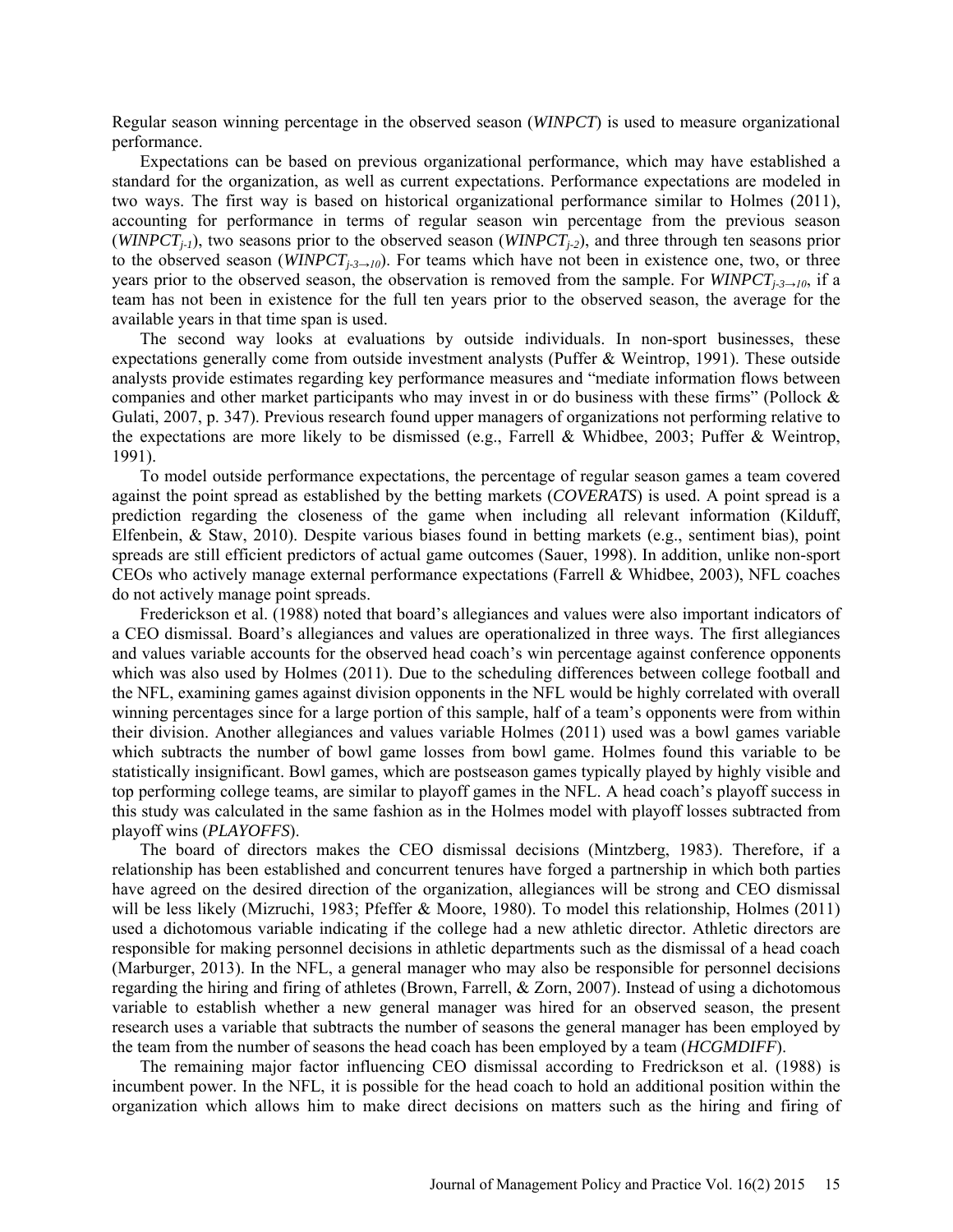Regular season winning percentage in the observed season (*WINPCT*) is used to measure organizational performance.

Expectations can be based on previous organizational performance, which may have established a standard for the organization, as well as current expectations. Performance expectations are modeled in two ways. The first way is based on historical organizational performance similar to Holmes (2011), accounting for performance in terms of regular season win percentage from the previous season ($WINPCT_{j-1}$), two seasons prior to the observed season ($WINPCT_{j-2}$), and three through ten seasons prior to the observed season ($WINPCT_{j-3\rightarrow 10}$). For teams which have not been in existence one, two, or three years prior to the observed season, the observation is removed from the sample. For $WINPCT_{j-3\rightarrow 10}$, if a team has not been in existence for the full ten years prior to the observed season, the average for the available years in that time span is used.

The second way looks at evaluations by outside individuals. In non-sport businesses, these expectations generally come from outside investment analysts (Puffer & Weintrop, 1991). These outside analysts provide estimates regarding key performance measures and "mediate information flows between companies and other market participants who may invest in or do business with these firms" (Pollock & Gulati, 2007, p. 347). Previous research found upper managers of organizations not performing relative to the expectations are more likely to be dismissed (e.g., Farrell & Whidbee, 2003; Puffer & Weintrop, 1991).

To model outside performance expectations, the percentage of regular season games a team covered against the point spread as established by the betting markets (*COVERATS*) is used. A point spread is a prediction regarding the closeness of the game when including all relevant information (Kilduff, Elfenbein, & Staw, 2010). Despite various biases found in betting markets (e.g., sentiment bias), point spreads are still efficient predictors of actual game outcomes (Sauer, 1998). In addition, unlike non-sport CEOs who actively manage external performance expectations (Farrell & Whidbee, 2003), NFL coaches do not actively manage point spreads.

Frederickson et al. (1988) noted that board's allegiances and values were also important indicators of a CEO dismissal. Board's allegiances and values are operationalized in three ways. The first allegiances and values variable accounts for the observed head coach's win percentage against conference opponents which was also used by Holmes (2011). Due to the scheduling differences between college football and the NFL, examining games against division opponents in the NFL would be highly correlated with overall winning percentages since for a large portion of this sample, half of a team's opponents were from within their division. Another allegiances and values variable Holmes (2011) used was a bowl games variable which subtracts the number of bowl game losses from bowl game. Holmes found this variable to be statistically insignificant. Bowl games, which are postseason games typically played by highly visible and top performing college teams, are similar to playoff games in the NFL. A head coach's playoff success in this study was calculated in the same fashion as in the Holmes model with playoff losses subtracted from playoff wins (*PLAYOFFS*).

The board of directors makes the CEO dismissal decisions (Mintzberg, 1983). Therefore, if a relationship has been established and concurrent tenures have forged a partnership in which both parties have agreed on the desired direction of the organization, allegiances will be strong and CEO dismissal will be less likely (Mizruchi, 1983; Pfeffer & Moore, 1980). To model this relationship, Holmes (2011) used a dichotomous variable indicating if the college had a new athletic director. Athletic directors are responsible for making personnel decisions in athletic departments such as the dismissal of a head coach (Marburger, 2013). In the NFL, a general manager who may also be responsible for personnel decisions regarding the hiring and firing of athletes (Brown, Farrell, & Zorn, 2007). Instead of using a dichotomous variable to establish whether a new general manager was hired for an observed season, the present research uses a variable that subtracts the number of seasons the general manager has been employed by the team from the number of seasons the head coach has been employed by a team (*HCGMDIFF*).

The remaining major factor influencing CEO dismissal according to Fredrickson et al. (1988) is incumbent power. In the NFL, it is possible for the head coach to hold an additional position within the organization which allows him to make direct decisions on matters such as the hiring and firing of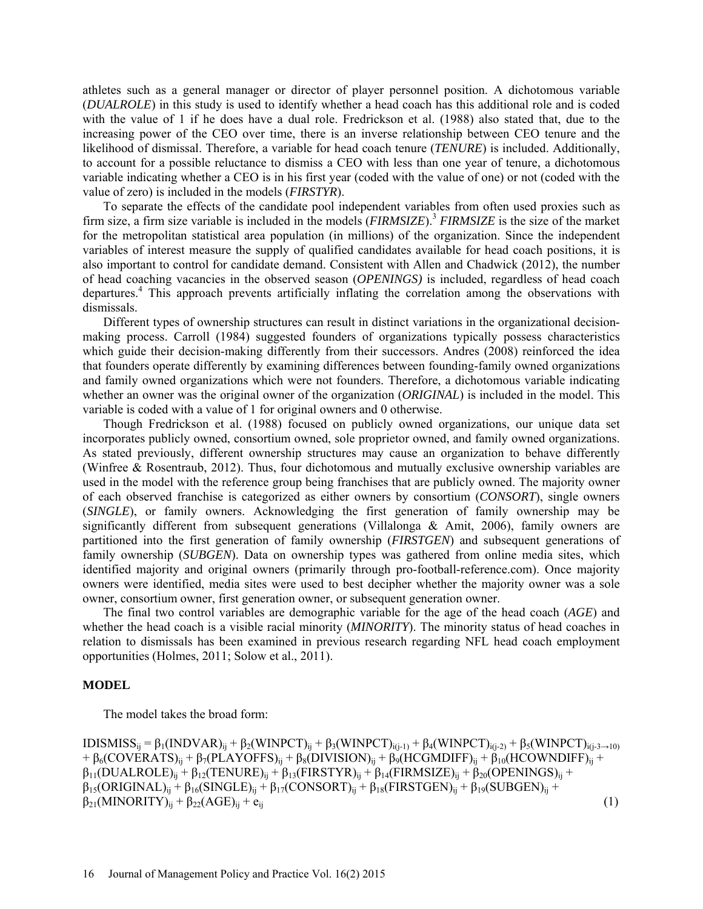athletes such as a general manager or director of player personnel position. A dichotomous variable (*DUALROLE*) in this study is used to identify whether a head coach has this additional role and is coded with the value of 1 if he does have a dual role. Fredrickson et al. (1988) also stated that, due to the increasing power of the CEO over time, there is an inverse relationship between CEO tenure and the likelihood of dismissal. Therefore, a variable for head coach tenure (*TENURE*) is included. Additionally, to account for a possible reluctance to dismiss a CEO with less than one year of tenure, a dichotomous variable indicating whether a CEO is in his first year (coded with the value of one) or not (coded with the value of zero) is included in the models (*FIRSTYR*).

To separate the effects of the candidate pool independent variables from often used proxies such as firm size, a firm size variable is included in the models (*FIRMSIZE*).[3] *FIRMSIZE* is the size of the market for the metropolitan statistical area population (in millions) of the organization. Since the independent variables of interest measure the supply of qualified candidates available for head coach positions, it is also important to control for candidate demand. Consistent with Allen and Chadwick (2012), the number of head coaching vacancies in the observed season (*OPENINGS)* is included, regardless of head coach departures.[4] This approach prevents artificially inflating the correlation among the observations with dismissals.

Different types of ownership structures can result in distinct variations in the organizational decision-making process. Carroll (1984) suggested founders of organizations typically possess characteristics which guide their decision-making differently from their successors. Andres (2008) reinforced the idea that founders operate differently by examining differences between founding-family owned organizations and family owned organizations which were not founders. Therefore, a dichotomous variable indicating whether an owner was the original owner of the organization (*ORIGINAL*) is included in the model. This variable is coded with a value of 1 for original owners and 0 otherwise.

Though Fredrickson et al. (1988) focused on publicly owned organizations, our unique data set incorporates publicly owned, consortium owned, sole proprietor owned, and family owned organizations. As stated previously, different ownership structures may cause an organization to behave differently (Winfree & Rosentraub, 2012). Thus, four dichotomous and mutually exclusive ownership variables are used in the model with the reference group being franchises that are publicly owned. The majority owner of each observed franchise is categorized as either owners by consortium (*CONSORT*), single owners (*SINGLE*), or family owners. Acknowledging the first generation of family ownership may be significantly different from subsequent generations (Villalonga & Amit, 2006), family owners are partitioned into the first generation of family ownership (*FIRSTGEN*) and subsequent generations of family ownership (*SUBGEN*). Data on ownership types was gathered from online media sites, which identified majority and original owners (primarily through pro-football-reference.com). Once majority owners were identified, media sites were used to best decipher whether the majority owner was a sole owner, consortium owner, first generation owner, or subsequent generation owner.

The final two control variables are demographic variable for the age of the head coach (*AGE*) and whether the head coach is a visible racial minority (*MINORITY*). The minority status of head coaches in relation to dismissals has been examined in previous research regarding NFL head coach employment opportunities (Holmes, 2011; Solow et al., 2011).

## MODEL

The model takes the broad form:

$$
\begin{aligned}
IDISMISS_{ij} = {} & \beta_1(INDVAR)_{ij} + \beta_2(WINPCT)_{ij} + \beta_3(WINPCT)_{i(j-1)} + \beta_4(WINPCT)_{i(j-2)} + \beta_5(WINPCT)_{i(j-3\rightarrow 10)} \\
& + \beta_6(COVERATS)_{ij} + \beta_7(PLAYOFFS)_{ij} + \beta_8(DIVISION)_{ij} + \beta_9(HCGMDIFF)_{ij} + \beta_{10}(HCOWNDIFF)_{ij} + \\
& \beta_{11}(DUALROLE)_{ij} + \beta_{12}(TENURE)_{ij} + \beta_{13}(FIRSTYR)_{ij} + \beta_{14}(FIRMSIZE)_{ij} + \beta_{20}(OPENINGS)_{ij} + \\
& \beta_{15}(ORIGINAL)_{ij} + \beta_{16}(SINGLE)_{ij} + \beta_{17}(CONSORT)_{ij} + \beta_{18}(FIRSTGEN)_{ij} + \beta_{19}(SUBGEN)_{ij} + \\
& \beta_{21}(MINORITY)_{ij} + \beta_{22}(AGE)_{ij} + e_{ij} \qquad (1)
\end{aligned}
$$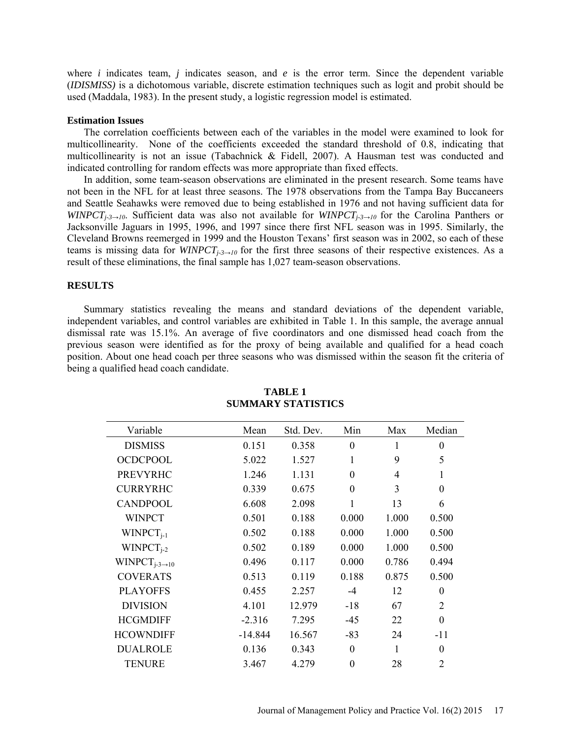where *i* indicates team, *j* indicates season, and *e* is the error term. Since the dependent variable (*IDISMISS)* is a dichotomous variable, discrete estimation techniques such as logit and probit should be used (Maddala, 1983). In the present study, a logistic regression model is estimated.

### Estimation Issues

The correlation coefficients between each of the variables in the model were examined to look for multicollinearity. None of the coefficients exceeded the standard threshold of 0.8, indicating that multicollinearity is not an issue (Tabachnick & Fidell, 2007). A Hausman test was conducted and indicated controlling for random effects was more appropriate than fixed effects.

In addition, some team-season observations are eliminated in the present research. Some teams have not been in the NFL for at least three seasons. The 1978 observations from the Tampa Bay Buccaneers and Seattle Seahawks were removed due to being established in 1976 and not having sufficient data for $WINPCT_{j-3\rightarrow10}$. Sufficient data was also not available for $WINPCT_{j-3\rightarrow10}$ for the Carolina Panthers or Jacksonville Jaguars in 1995, 1996, and 1997 since there first NFL season was in 1995. Similarly, the Cleveland Browns reemerged in 1999 and the Houston Texans' first season was in 2002, so each of these teams is missing data for $WINPCT_{j-3\rightarrow10}$ for the first three seasons of their respective existences. As a result of these eliminations, the final sample has 1,027 team-season observations.

## RESULTS

Summary statistics revealing the means and standard deviations of the dependent variable, independent variables, and control variables are exhibited in Table 1. In this sample, the average annual dismissal rate was 15.1%. An average of five coordinators and one dismissed head coach from the previous season were identified as for the proxy of being available and qualified for a head coach position. About one head coach per three seasons who was dismissed within the season fit the criteria of being a qualified head coach candidate.

**TABLE 1**
**SUMMARY STATISTICS**

| Variable | Mean | Std. Dev. | Min | Max | Median |
|---|---|---|---|---|---|
| DISMISS | 0.151 | 0.358 | 0 | 1 | 0 |
| OCDCPOOL | 5.022 | 1.527 | 1 | 9 | 5 |
| PREVYRHC | 1.246 | 1.131 | 0 | 4 | 1 |
| CURRYRHC | 0.339 | 0.675 | 0 | 3 | 0 |
| CANDPOOL | 6.608 | 2.098 | 1 | 13 | 6 |
| WINPCT | 0.501 | 0.188 | 0.000 | 1.000 | 0.500 |
| $WINPCT_{j-1}$ | 0.502 | 0.188 | 0.000 | 1.000 | 0.500 |
| $WINPCT_{j-2}$ | 0.502 | 0.189 | 0.000 | 1.000 | 0.500 |
| $WINPCT_{j-3\rightarrow10}$ | 0.496 | 0.117 | 0.000 | 0.786 | 0.494 |
| COVERATS | 0.513 | 0.119 | 0.188 | 0.875 | 0.500 |
| PLAYOFFS | 0.455 | 2.257 | -4 | 12 | 0 |
| DIVISION | 4.101 | 12.979 | -18 | 67 | 2 |
| HCGMDIFF | -2.316 | 7.295 | -45 | 22 | 0 |
| HCOWNDIFF | -14.844 | 16.567 | -83 | 24 | -11 |
| DUALROLE | 0.136 | 0.343 | 0 | 1 | 0 |
| TENURE | 3.467 | 4.279 | 0 | 28 | 2 |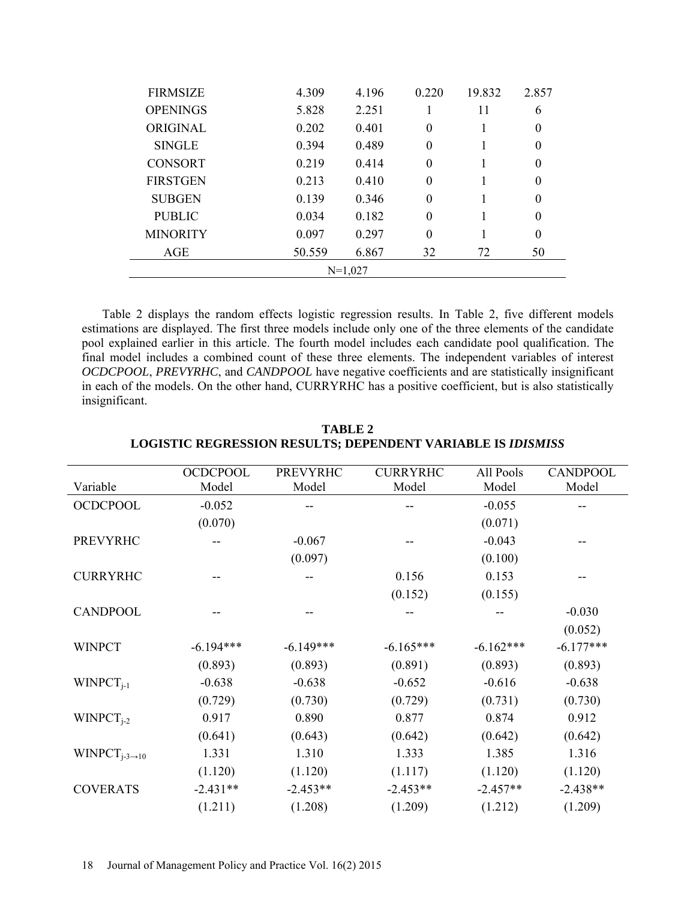| | | | | | |
|---|---|---|---|---|---|
| FIRMSIZE | 4.309 | 4.196 | 0.220 | 19.832 | 2.857 |
| OPENINGS | 5.828 | 2.251 | 1 | 11 | 6 |
| ORIGINAL | 0.202 | 0.401 | 0 | 1 | 0 |
| SINGLE | 0.394 | 0.489 | 0 | 1 | 0 |
| CONSORT | 0.219 | 0.414 | 0 | 1 | 0 |
| FIRSTGEN | 0.213 | 0.410 | 0 | 1 | 0 |
| SUBGEN | 0.139 | 0.346 | 0 | 1 | 0 |
| PUBLIC | 0.034 | 0.182 | 0 | 1 | 0 |
| MINORITY | 0.097 | 0.297 | 0 | 1 | 0 |
| AGE | 50.559 | 6.867 | 32 | 72 | 50 |
| N=1,027 | | | | | |

Table 2 displays the random effects logistic regression results. In Table 2, five different models estimations are displayed. The first three models include only one of the three elements of the candidate pool explained earlier in this article. The fourth model includes each candidate pool qualification. The final model includes a combined count of these three elements. The independent variables of interest *OCDCPOOL*, *PREVYRHC*, and *CANDPOOL* have negative coefficients and are statistically insignificant in each of the models. On the other hand, CURRYRHC has a positive coefficient, but is also statistically insignificant.

**TABLE 2**
**LOGISTIC REGRESSION RESULTS; DEPENDENT VARIABLE IS *IDISMISS***

| Variable | OCDCPOOL Model | PREVYRHC Model | CURRYRHC Model | All Pools Model | CANDPOOL Model |
|---|---|---|---|---|---|
| OCDCPOOL | -0.052 | -- | -- | -0.055 | -- |
| | (0.070) | | | (0.071) | |
| PREVYRHC | -- | -0.067 | -- | -0.043 | -- |
| | | (0.097) | | (0.100) | |
| CURRYRHC | -- | -- | 0.156 | 0.153 | -- |
| | | | (0.152) | (0.155) | |
| CANDPOOL | -- | -- | -- | -- | -0.030 |
| | | | | | (0.052) |
| WINPCT | -6.194*** | -6.149*** | -6.165*** | -6.162*** | -6.177*** |
| | (0.893) | (0.893) | (0.891) | (0.893) | (0.893) |
| $WINPCT_{j-1}$ | -0.638 | -0.638 | -0.652 | -0.616 | -0.638 |
| | (0.729) | (0.730) | (0.729) | (0.731) | (0.730) |
| $WINPCT_{j-2}$ | 0.917 | 0.890 | 0.877 | 0.874 | 0.912 |
| | (0.641) | (0.643) | (0.642) | (0.642) | (0.642) |
| $WINPCT_{j-3\rightarrow10}$ | 1.331 | 1.310 | 1.333 | 1.385 | 1.316 |
| | (1.120) | (1.120) | (1.117) | (1.120) | (1.120) |
| COVERATS | -2.431** | -2.453** | -2.453** | -2.457** | -2.438** |
| | (1.211) | (1.208) | (1.209) | (1.212) | (1.209) |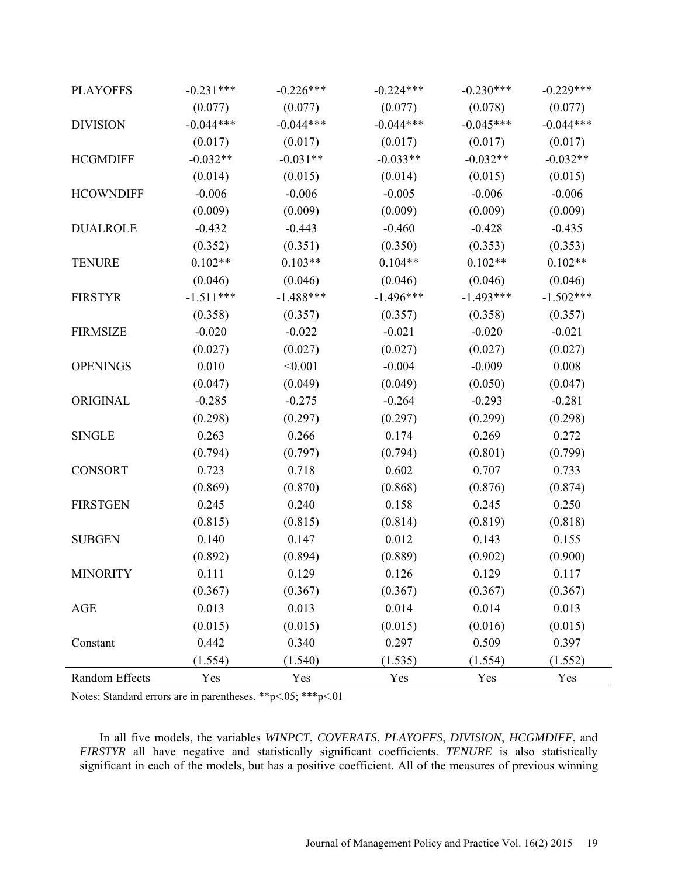| | | | | | |
|---|---|---|---|---|---|
| PLAYOFFS | -0.231*** | -0.226*** | -0.224*** | -0.230*** | -0.229*** |
| | (0.077) | (0.077) | (0.077) | (0.078) | (0.077) |
| DIVISION | -0.044*** | -0.044*** | -0.044*** | -0.045*** | -0.044*** |
| | (0.017) | (0.017) | (0.017) | (0.017) | (0.017) |
| HCGMDIFF | -0.032** | -0.031** | -0.033** | -0.032** | -0.032** |
| | (0.014) | (0.015) | (0.014) | (0.015) | (0.015) |
| HCOWNDIFF | -0.006 | -0.006 | -0.005 | -0.006 | -0.006 |
| | (0.009) | (0.009) | (0.009) | (0.009) | (0.009) |
| DUALROLE | -0.432 | -0.443 | -0.460 | -0.428 | -0.435 |
| | (0.352) | (0.351) | (0.350) | (0.353) | (0.353) |
| TENURE | 0.102** | 0.103** | 0.104** | 0.102** | 0.102** |
| | (0.046) | (0.046) | (0.046) | (0.046) | (0.046) |
| FIRSTYR | -1.511*** | -1.488*** | -1.496*** | -1.493*** | -1.502*** |
| | (0.358) | (0.357) | (0.357) | (0.358) | (0.357) |
| FIRMSIZE | -0.020 | -0.022 | -0.021 | -0.020 | -0.021 |
| | (0.027) | (0.027) | (0.027) | (0.027) | (0.027) |
| OPENINGS | 0.010 | <0.001 | -0.004 | -0.009 | 0.008 |
| | (0.047) | (0.049) | (0.049) | (0.050) | (0.047) |
| ORIGINAL | -0.285 | -0.275 | -0.264 | -0.293 | -0.281 |
| | (0.298) | (0.297) | (0.297) | (0.299) | (0.298) |
| SINGLE | 0.263 | 0.266 | 0.174 | 0.269 | 0.272 |
| | (0.794) | (0.797) | (0.794) | (0.801) | (0.799) |
| CONSORT | 0.723 | 0.718 | 0.602 | 0.707 | 0.733 |
| | (0.869) | (0.870) | (0.868) | (0.876) | (0.874) |
| FIRSTGEN | 0.245 | 0.240 | 0.158 | 0.245 | 0.250 |
| | (0.815) | (0.815) | (0.814) | (0.819) | (0.818) |
| SUBGEN | 0.140 | 0.147 | 0.012 | 0.143 | 0.155 |
| | (0.892) | (0.894) | (0.889) | (0.902) | (0.900) |
| MINORITY | 0.111 | 0.129 | 0.126 | 0.129 | 0.117 |
| | (0.367) | (0.367) | (0.367) | (0.367) | (0.367) |
| AGE | 0.013 | 0.013 | 0.014 | 0.014 | 0.013 |
| | (0.015) | (0.015) | (0.015) | (0.016) | (0.015) |
| Constant | 0.442 | 0.340 | 0.297 | 0.509 | 0.397 |
| | (1.554) | (1.540) | (1.535) | (1.554) | (1.552) |
| Random Effects | Yes | Yes | Yes | Yes | Yes |

Notes: Standard errors are in parentheses. **p<.05; ***p<.01

In all five models, the variables *WINPCT*, *COVERATS*, *PLAYOFFS*, *DIVISION*, *HCGMDIFF*, and *FIRSTYR* all have negative and statistically significant coefficients. *TENURE* is also statistically significant in each of the models, but has a positive coefficient. All of the measures of previous winning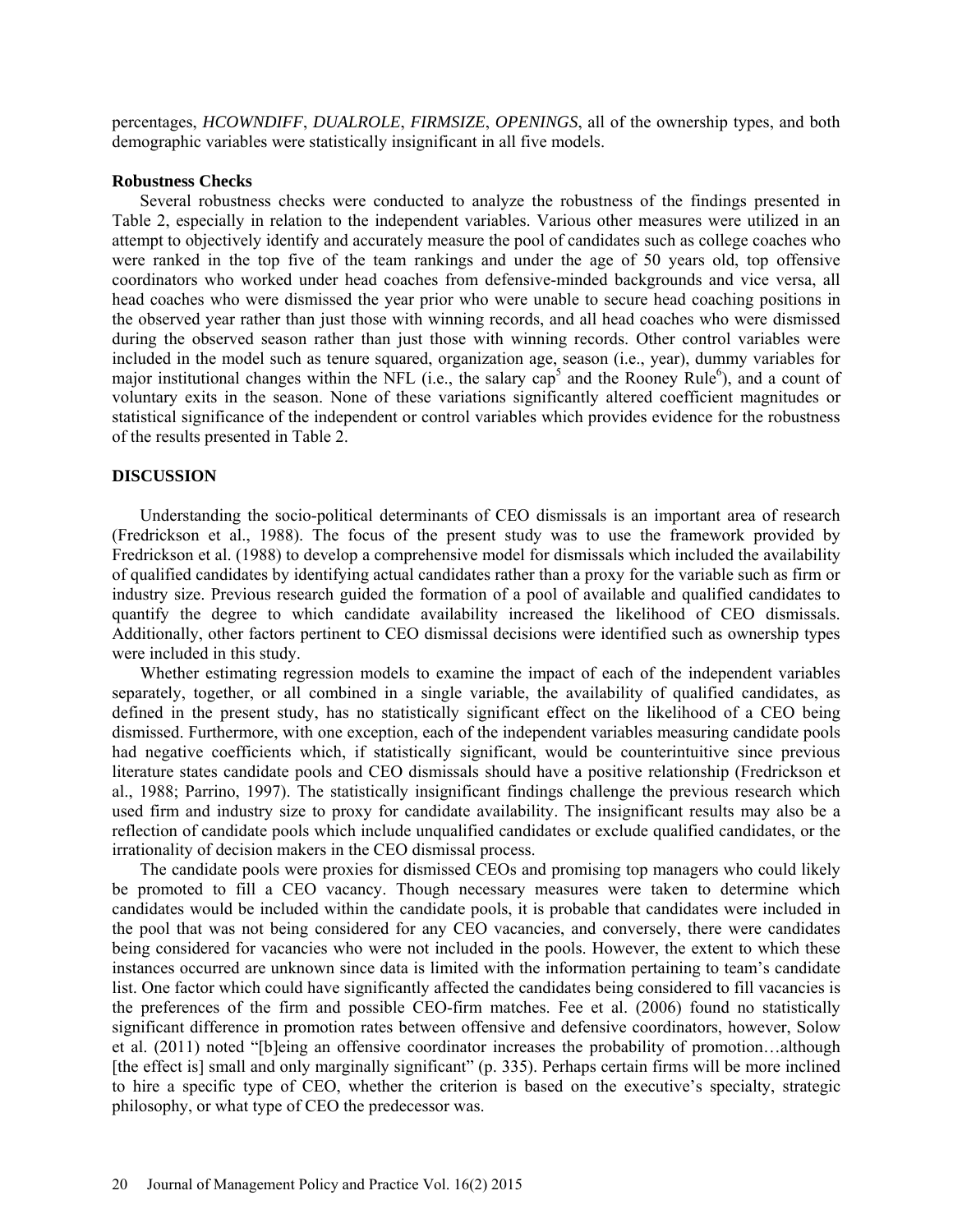percentages, *HCOWNDIFF*, *DUALROLE*, *FIRMSIZE*, *OPENINGS*, all of the ownership types, and both demographic variables were statistically insignificant in all five models.

**Robustness Checks**

Several robustness checks were conducted to analyze the robustness of the findings presented in Table 2, especially in relation to the independent variables. Various other measures were utilized in an attempt to objectively identify and accurately measure the pool of candidates such as college coaches who were ranked in the top five of the team rankings and under the age of 50 years old, top offensive coordinators who worked under head coaches from defensive-minded backgrounds and vice versa, all head coaches who were dismissed the year prior who were unable to secure head coaching positions in the observed year rather than just those with winning records, and all head coaches who were dismissed during the observed season rather than just those with winning records. Other control variables were included in the model such as tenure squared, organization age, season (i.e., year), dummy variables for major institutional changes within the NFL (i.e., the salary cap[5] and the Rooney Rule[6]), and a count of voluntary exits in the season. None of these variations significantly altered coefficient magnitudes or statistical significance of the independent or control variables which provides evidence for the robustness of the results presented in Table 2.

## DISCUSSION

Understanding the socio-political determinants of CEO dismissals is an important area of research (Fredrickson et al., 1988). The focus of the present study was to use the framework provided by Fredrickson et al. (1988) to develop a comprehensive model for dismissals which included the availability of qualified candidates by identifying actual candidates rather than a proxy for the variable such as firm or industry size. Previous research guided the formation of a pool of available and qualified candidates to quantify the degree to which candidate availability increased the likelihood of CEO dismissals. Additionally, other factors pertinent to CEO dismissal decisions were identified such as ownership types were included in this study.

Whether estimating regression models to examine the impact of each of the independent variables separately, together, or all combined in a single variable, the availability of qualified candidates, as defined in the present study, has no statistically significant effect on the likelihood of a CEO being dismissed. Furthermore, with one exception, each of the independent variables measuring candidate pools had negative coefficients which, if statistically significant, would be counterintuitive since previous literature states candidate pools and CEO dismissals should have a positive relationship (Fredrickson et al., 1988; Parrino, 1997). The statistically insignificant findings challenge the previous research which used firm and industry size to proxy for candidate availability. The insignificant results may also be a reflection of candidate pools which include unqualified candidates or exclude qualified candidates, or the irrationality of decision makers in the CEO dismissal process.

The candidate pools were proxies for dismissed CEOs and promising top managers who could likely be promoted to fill a CEO vacancy. Though necessary measures were taken to determine which candidates would be included within the candidate pools, it is probable that candidates were included in the pool that was not being considered for any CEO vacancies, and conversely, there were candidates being considered for vacancies who were not included in the pools. However, the extent to which these instances occurred are unknown since data is limited with the information pertaining to team's candidate list. One factor which could have significantly affected the candidates being considered to fill vacancies is the preferences of the firm and possible CEO-firm matches. Fee et al. (2006) found no statistically significant difference in promotion rates between offensive and defensive coordinators, however, Solow et al. (2011) noted "[b]eing an offensive coordinator increases the probability of promotion…although [the effect is] small and only marginally significant" (p. 335). Perhaps certain firms will be more inclined to hire a specific type of CEO, whether the criterion is based on the executive's specialty, strategic philosophy, or what type of CEO the predecessor was.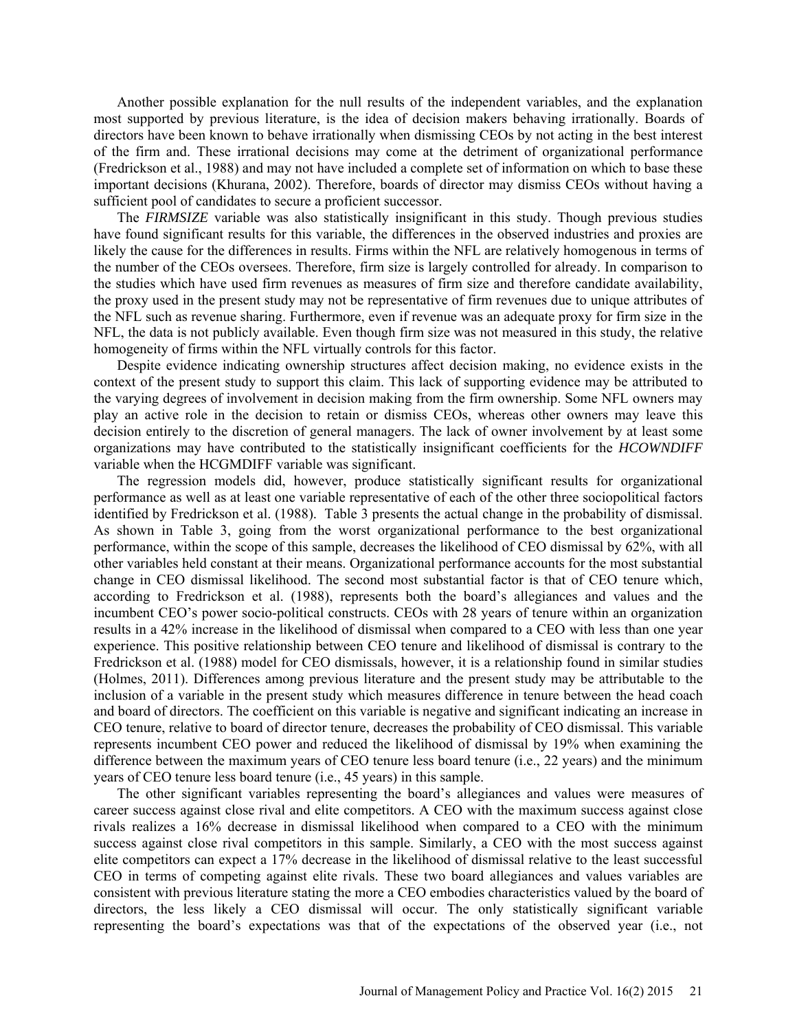Another possible explanation for the null results of the independent variables, and the explanation most supported by previous literature, is the idea of decision makers behaving irrationally. Boards of directors have been known to behave irrationally when dismissing CEOs by not acting in the best interest of the firm and. These irrational decisions may come at the detriment of organizational performance (Fredrickson et al., 1988) and may not have included a complete set of information on which to base these important decisions (Khurana, 2002). Therefore, boards of director may dismiss CEOs without having a sufficient pool of candidates to secure a proficient successor.

The *FIRMSIZE* variable was also statistically insignificant in this study. Though previous studies have found significant results for this variable, the differences in the observed industries and proxies are likely the cause for the differences in results. Firms within the NFL are relatively homogenous in terms of the number of the CEOs oversees. Therefore, firm size is largely controlled for already. In comparison to the studies which have used firm revenues as measures of firm size and therefore candidate availability, the proxy used in the present study may not be representative of firm revenues due to unique attributes of the NFL such as revenue sharing. Furthermore, even if revenue was an adequate proxy for firm size in the NFL, the data is not publicly available. Even though firm size was not measured in this study, the relative homogeneity of firms within the NFL virtually controls for this factor.

Despite evidence indicating ownership structures affect decision making, no evidence exists in the context of the present study to support this claim. This lack of supporting evidence may be attributed to the varying degrees of involvement in decision making from the firm ownership. Some NFL owners may play an active role in the decision to retain or dismiss CEOs, whereas other owners may leave this decision entirely to the discretion of general managers. The lack of owner involvement by at least some organizations may have contributed to the statistically insignificant coefficients for the *HCOWNDIFF* variable when the HCGMDIFF variable was significant.

The regression models did, however, produce statistically significant results for organizational performance as well as at least one variable representative of each of the other three sociopolitical factors identified by Fredrickson et al. (1988). Table 3 presents the actual change in the probability of dismissal. As shown in Table 3, going from the worst organizational performance to the best organizational performance, within the scope of this sample, decreases the likelihood of CEO dismissal by 62%, with all other variables held constant at their means. Organizational performance accounts for the most substantial change in CEO dismissal likelihood. The second most substantial factor is that of CEO tenure which, according to Fredrickson et al. (1988), represents both the board's allegiances and values and the incumbent CEO's power socio-political constructs. CEOs with 28 years of tenure within an organization results in a 42% increase in the likelihood of dismissal when compared to a CEO with less than one year experience. This positive relationship between CEO tenure and likelihood of dismissal is contrary to the Fredrickson et al. (1988) model for CEO dismissals, however, it is a relationship found in similar studies (Holmes, 2011). Differences among previous literature and the present study may be attributable to the inclusion of a variable in the present study which measures difference in tenure between the head coach and board of directors. The coefficient on this variable is negative and significant indicating an increase in CEO tenure, relative to board of director tenure, decreases the probability of CEO dismissal. This variable represents incumbent CEO power and reduced the likelihood of dismissal by 19% when examining the difference between the maximum years of CEO tenure less board tenure (i.e., 22 years) and the minimum years of CEO tenure less board tenure (i.e., 45 years) in this sample.

The other significant variables representing the board's allegiances and values were measures of career success against close rival and elite competitors. A CEO with the maximum success against close rivals realizes a 16% decrease in dismissal likelihood when compared to a CEO with the minimum success against close rival competitors in this sample. Similarly, a CEO with the most success against elite competitors can expect a 17% decrease in the likelihood of dismissal relative to the least successful CEO in terms of competing against elite rivals. These two board allegiances and values variables are consistent with previous literature stating the more a CEO embodies characteristics valued by the board of directors, the less likely a CEO dismissal will occur. The only statistically significant variable representing the board's expectations was that of the expectations of the observed year (i.e., not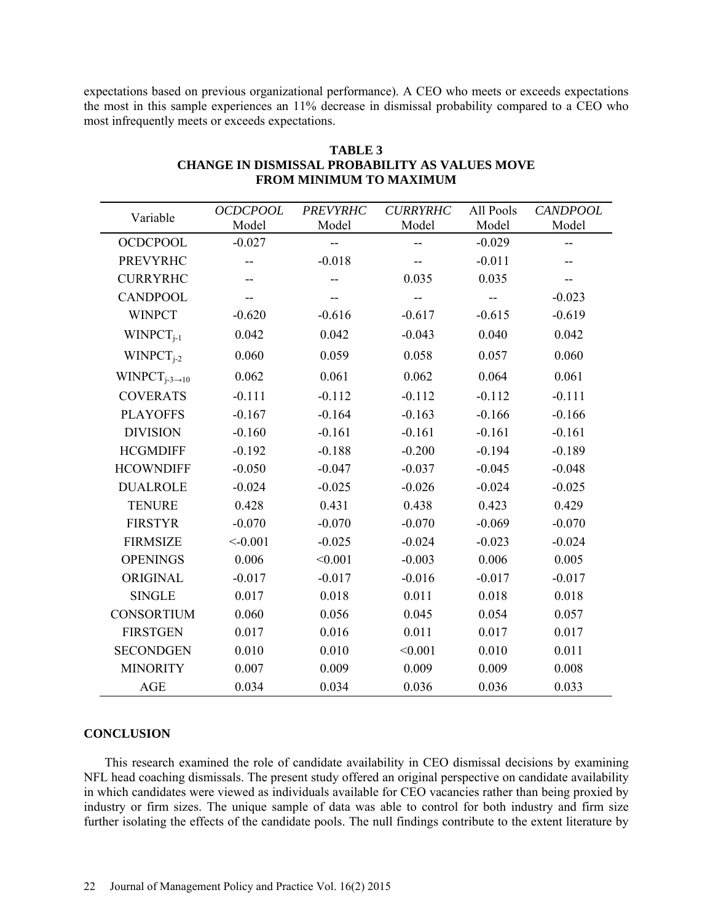expectations based on previous organizational performance). A CEO who meets or exceeds expectations the most in this sample experiences an 11% decrease in dismissal probability compared to a CEO who most infrequently meets or exceeds expectations.

**TABLE 3**
**CHANGE IN DISMISSAL PROBABILITY AS VALUES MOVE FROM MINIMUM TO MAXIMUM**

| Variable | *OCDCPOOL* Model | *PREVYRHC* Model | *CURRYRHC* Model | All Pools Model | *CANDPOOL* Model |
|---|---|---|---|---|---|
| OCDCPOOL | -0.027 | -- | -- | -0.029 | -- |
| PREVYRHC | -- | -0.018 | -- | -0.011 | -- |
| CURRYRHC | -- | -- | 0.035 | 0.035 | -- |
| CANDPOOL | -- | -- | -- | -- | -0.023 |
| WINPCT | -0.620 | -0.616 | -0.617 | -0.615 | -0.619 |
| $WINPCT_{j-1}$ | 0.042 | 0.042 | -0.043 | 0.040 | 0.042 |
| $WINPCT_{j-2}$ | 0.060 | 0.059 | 0.058 | 0.057 | 0.060 |
| $WINPCT_{j-3 \rightarrow 10}$ | 0.062 | 0.061 | 0.062 | 0.064 | 0.061 |
| COVERATS | -0.111 | -0.112 | -0.112 | -0.112 | -0.111 |
| PLAYOFFS | -0.167 | -0.164 | -0.163 | -0.166 | -0.166 |
| DIVISION | -0.160 | -0.161 | -0.161 | -0.161 | -0.161 |
| HCGMDIFF | -0.192 | -0.188 | -0.200 | -0.194 | -0.189 |
| HCOWNDIFF | -0.050 | -0.047 | -0.037 | -0.045 | -0.048 |
| DUALROLE | -0.024 | -0.025 | -0.026 | -0.024 | -0.025 |
| TENURE | 0.428 | 0.431 | 0.438 | 0.423 | 0.429 |
| FIRSTYR | -0.070 | -0.070 | -0.070 | -0.069 | -0.070 |
| FIRMSIZE | <-0.001 | -0.025 | -0.024 | -0.023 | -0.024 |
| OPENINGS | 0.006 | <0.001 | -0.003 | 0.006 | 0.005 |
| ORIGINAL | -0.017 | -0.017 | -0.016 | -0.017 | -0.017 |
| SINGLE | 0.017 | 0.018 | 0.011 | 0.018 | 0.018 |
| CONSORTIUM | 0.060 | 0.056 | 0.045 | 0.054 | 0.057 |
| FIRSTGEN | 0.017 | 0.016 | 0.011 | 0.017 | 0.017 |
| SECONDGEN | 0.010 | 0.010 | <0.001 | 0.010 | 0.011 |
| MINORITY | 0.007 | 0.009 | 0.009 | 0.009 | 0.008 |
| AGE | 0.034 | 0.034 | 0.036 | 0.036 | 0.033 |

## CONCLUSION

This research examined the role of candidate availability in CEO dismissal decisions by examining NFL head coaching dismissals. The present study offered an original perspective on candidate availability in which candidates were viewed as individuals available for CEO vacancies rather than being proxied by industry or firm sizes. The unique sample of data was able to control for both industry and firm size further isolating the effects of the candidate pools. The null findings contribute to the extent literature by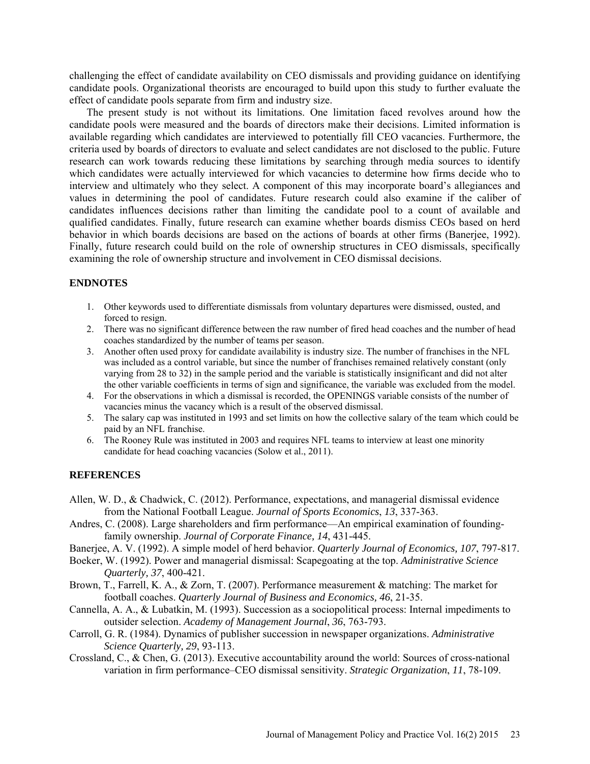challenging the effect of candidate availability on CEO dismissals and providing guidance on identifying candidate pools. Organizational theorists are encouraged to build upon this study to further evaluate the effect of candidate pools separate from firm and industry size.

The present study is not without its limitations. One limitation faced revolves around how the candidate pools were measured and the boards of directors make their decisions. Limited information is available regarding which candidates are interviewed to potentially fill CEO vacancies. Furthermore, the criteria used by boards of directors to evaluate and select candidates are not disclosed to the public. Future research can work towards reducing these limitations by searching through media sources to identify which candidates were actually interviewed for which vacancies to determine how firms decide who to interview and ultimately who they select. A component of this may incorporate board's allegiances and values in determining the pool of candidates. Future research could also examine if the caliber of candidates influences decisions rather than limiting the candidate pool to a count of available and qualified candidates. Finally, future research can examine whether boards dismiss CEOs based on herd behavior in which boards decisions are based on the actions of boards at other firms (Banerjee, 1992). Finally, future research could build on the role of ownership structures in CEO dismissals, specifically examining the role of ownership structure and involvement in CEO dismissal decisions.

## ENDNOTES

1. Other keywords used to differentiate dismissals from voluntary departures were dismissed, ousted, and forced to resign.
2. There was no significant difference between the raw number of fired head coaches and the number of head coaches standardized by the number of teams per season.
3. Another often used proxy for candidate availability is industry size. The number of franchises in the NFL was included as a control variable, but since the number of franchises remained relatively constant (only varying from 28 to 32) in the sample period and the variable is statistically insignificant and did not alter the other variable coefficients in terms of sign and significance, the variable was excluded from the model.
4. For the observations in which a dismissal is recorded, the OPENINGS variable consists of the number of vacancies minus the vacancy which is a result of the observed dismissal.
5. The salary cap was instituted in 1993 and set limits on how the collective salary of the team which could be paid by an NFL franchise.
6. The Rooney Rule was instituted in 2003 and requires NFL teams to interview at least one minority candidate for head coaching vacancies (Solow et al., 2011).

## REFERENCES

Allen, W. D., & Chadwick, C. (2012). Performance, expectations, and managerial dismissal evidence from the National Football League. *Journal of Sports Economics*, *13*, 337-363.

Andres, C. (2008). Large shareholders and firm performance—An empirical examination of founding-family ownership. *Journal of Corporate Finance, 14*, 431-445.

Banerjee, A. V. (1992). A simple model of herd behavior. *Quarterly Journal of Economics, 107*, 797-817.

Boeker, W. (1992). Power and managerial dismissal: Scapegoating at the top. *Administrative Science Quarterly, 37*, 400-421.

Brown, T., Farrell, K. A., & Zorn, T. (2007). Performance measurement & matching: The market for football coaches. *Quarterly Journal of Business and Economics, 46*, 21-35.

Cannella, A. A., & Lubatkin, M. (1993). Succession as a sociopolitical process: Internal impediments to outsider selection. *Academy of Management Journal*, *36*, 763-793.

Carroll, G. R. (1984). Dynamics of publisher succession in newspaper organizations. *Administrative Science Quarterly, 29*, 93-113.

Crossland, C., & Chen, G. (2013). Executive accountability around the world: Sources of cross-national variation in firm performance–CEO dismissal sensitivity. *Strategic Organization*, *11*, 78-109.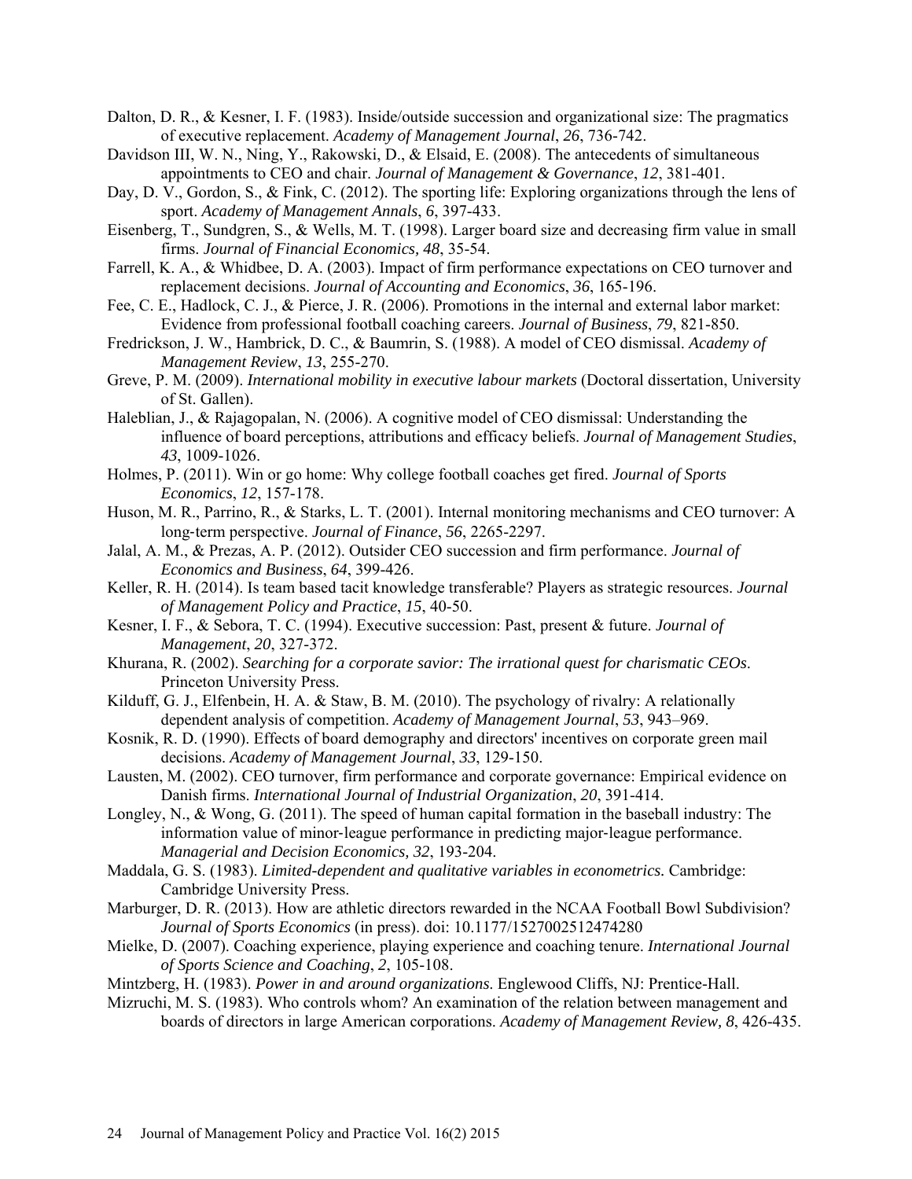Dalton, D. R., & Kesner, I. F. (1983). Inside/outside succession and organizational size: The pragmatics of executive replacement. *Academy of Management Journal*, *26*, 736-742.

Davidson III, W. N., Ning, Y., Rakowski, D., & Elsaid, E. (2008). The antecedents of simultaneous appointments to CEO and chair. *Journal of Management & Governance*, *12*, 381-401.

Day, D. V., Gordon, S., & Fink, C. (2012). The sporting life: Exploring organizations through the lens of sport. *Academy of Management Annals*, *6*, 397-433.

Eisenberg, T., Sundgren, S., & Wells, M. T. (1998). Larger board size and decreasing firm value in small firms. *Journal of Financial Economics*, *48*, 35-54.

Farrell, K. A., & Whidbee, D. A. (2003). Impact of firm performance expectations on CEO turnover and replacement decisions. *Journal of Accounting and Economics*, *36*, 165-196.

Fee, C. E., Hadlock, C. J., & Pierce, J. R. (2006). Promotions in the internal and external labor market: Evidence from professional football coaching careers. *Journal of Business*, *79*, 821-850.

Fredrickson, J. W., Hambrick, D. C., & Baumrin, S. (1988). A model of CEO dismissal. *Academy of Management Review*, *13*, 255-270.

Greve, P. M. (2009). *International mobility in executive labour markets* (Doctoral dissertation, University of St. Gallen).

Haleblian, J., & Rajagopalan, N. (2006). A cognitive model of CEO dismissal: Understanding the influence of board perceptions, attributions and efficacy beliefs. *Journal of Management Studies*, *43*, 1009-1026.

Holmes, P. (2011). Win or go home: Why college football coaches get fired. *Journal of Sports Economics*, *12*, 157-178.

Huson, M. R., Parrino, R., & Starks, L. T. (2001). Internal monitoring mechanisms and CEO turnover: A long-term perspective. *Journal of Finance*, *56*, 2265-2297.

Jalal, A. M., & Prezas, A. P. (2012). Outsider CEO succession and firm performance. *Journal of Economics and Business*, *64*, 399-426.

Keller, R. H. (2014). Is team based tacit knowledge transferable? Players as strategic resources. *Journal of Management Policy and Practice*, *15*, 40-50.

Kesner, I. F., & Sebora, T. C. (1994). Executive succession: Past, present & future. *Journal of Management*, *20*, 327-372.

Khurana, R. (2002). *Searching for a corporate savior: The irrational quest for charismatic CEOs*. Princeton University Press.

Kilduff, G. J., Elfenbein, H. A. & Staw, B. M. (2010). The psychology of rivalry: A relationally dependent analysis of competition. *Academy of Management Journal*, *53*, 943–969.

Kosnik, R. D. (1990). Effects of board demography and directors' incentives on corporate green mail decisions. *Academy of Management Journal*, *33*, 129-150.

Lausten, M. (2002). CEO turnover, firm performance and corporate governance: Empirical evidence on Danish firms. *International Journal of Industrial Organization*, *20*, 391-414.

Longley, N., & Wong, G. (2011). The speed of human capital formation in the baseball industry: The information value of minor-league performance in predicting major-league performance. *Managerial and Decision Economics, 32*, 193-204.

Maddala, G. S. (1983). *Limited-dependent and qualitative variables in econometrics.* Cambridge: Cambridge University Press.

Marburger, D. R. (2013). How are athletic directors rewarded in the NCAA Football Bowl Subdivision? *Journal of Sports Economics* (in press). doi: 10.1177/1527002512474280

Mielke, D. (2007). Coaching experience, playing experience and coaching tenure. *International Journal of Sports Science and Coaching*, *2*, 105-108.

Mintzberg, H. (1983). *Power in and around organizations.* Englewood Cliffs, NJ: Prentice-Hall.

Mizruchi, M. S. (1983). Who controls whom? An examination of the relation between management and boards of directors in large American corporations. *Academy of Management Review, 8*, 426-435.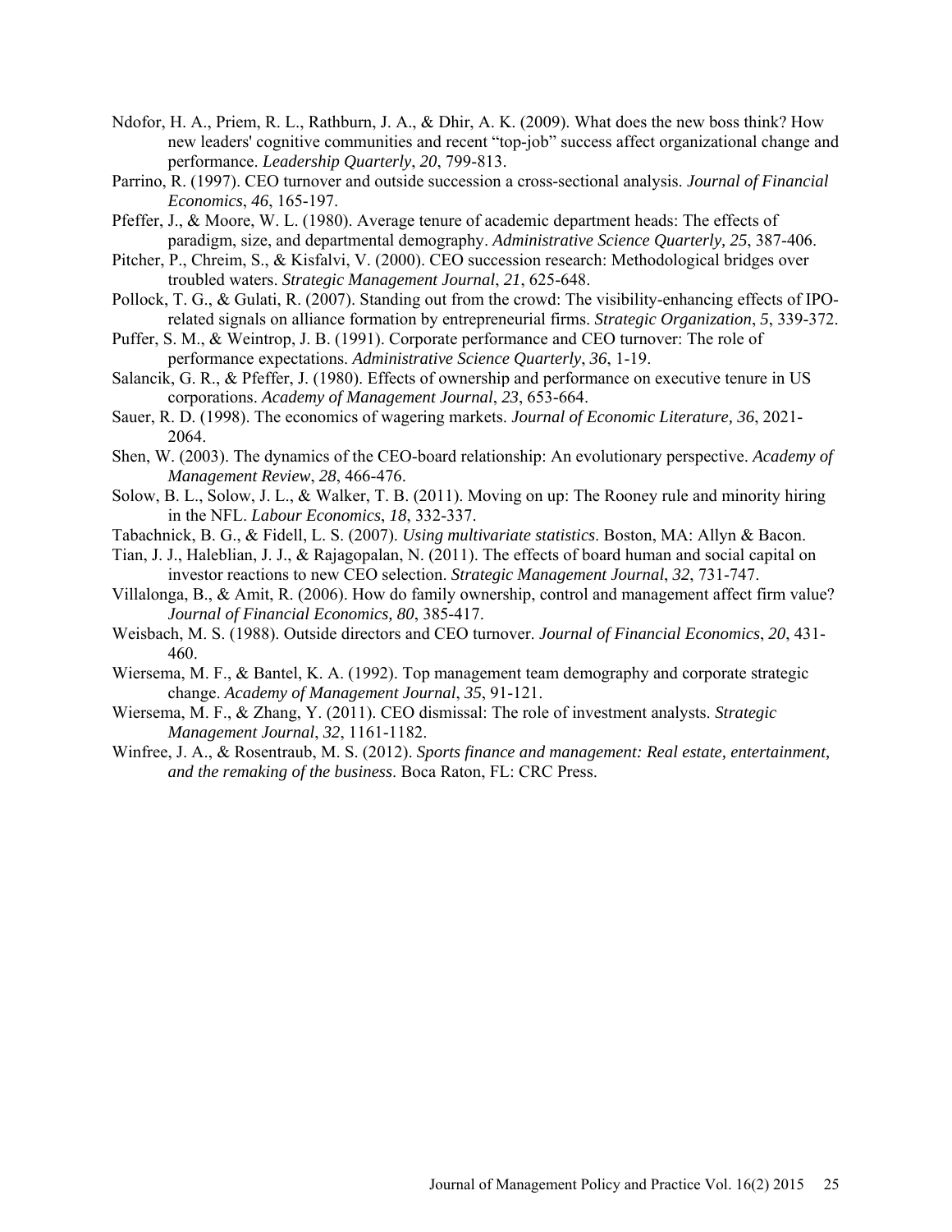Ndofor, H. A., Priem, R. L., Rathburn, J. A., & Dhir, A. K. (2009). What does the new boss think? How new leaders' cognitive communities and recent "top-job" success affect organizational change and performance. *Leadership Quarterly*, *20*, 799-813.

Parrino, R. (1997). CEO turnover and outside succession a cross-sectional analysis. *Journal of Financial Economics*, *46*, 165-197.

Pfeffer, J., & Moore, W. L. (1980). Average tenure of academic department heads: The effects of paradigm, size, and departmental demography. *Administrative Science Quarterly, 25*, 387-406.

Pitcher, P., Chreim, S., & Kisfalvi, V. (2000). CEO succession research: Methodological bridges over troubled waters. *Strategic Management Journal*, *21*, 625-648.

Pollock, T. G., & Gulati, R. (2007). Standing out from the crowd: The visibility-enhancing effects of IPO-related signals on alliance formation by entrepreneurial firms. *Strategic Organization*, *5*, 339-372.

Puffer, S. M., & Weintrop, J. B. (1991). Corporate performance and CEO turnover: The role of performance expectations. *Administrative Science Quarterly*, *36*, 1-19.

Salancik, G. R., & Pfeffer, J. (1980). Effects of ownership and performance on executive tenure in US corporations. *Academy of Management Journal*, *23*, 653-664.

Sauer, R. D. (1998). The economics of wagering markets. *Journal of Economic Literature, 36*, 2021-2064.

Shen, W. (2003). The dynamics of the CEO-board relationship: An evolutionary perspective. *Academy of Management Review*, *28*, 466-476.

Solow, B. L., Solow, J. L., & Walker, T. B. (2011). Moving on up: The Rooney rule and minority hiring in the NFL. *Labour Economics*, *18*, 332-337.

Tabachnick, B. G., & Fidell, L. S. (2007). *Using multivariate statistics*. Boston, MA: Allyn & Bacon.

Tian, J. J., Haleblian, J. J., & Rajagopalan, N. (2011). The effects of board human and social capital on investor reactions to new CEO selection. *Strategic Management Journal*, *32*, 731-747.

Villalonga, B., & Amit, R. (2006). How do family ownership, control and management affect firm value? *Journal of Financial Economics, 80*, 385-417.

Weisbach, M. S. (1988). Outside directors and CEO turnover. *Journal of Financial Economics*, *20*, 431-460.

Wiersema, M. F., & Bantel, K. A. (1992). Top management team demography and corporate strategic change. *Academy of Management Journal*, *35*, 91-121.

Wiersema, M. F., & Zhang, Y. (2011). CEO dismissal: The role of investment analysts. *Strategic Management Journal*, *32*, 1161-1182.

Winfree, J. A., & Rosentraub, M. S. (2012). *Sports finance and management: Real estate, entertainment, and the remaking of the business*. Boca Raton, FL: CRC Press.